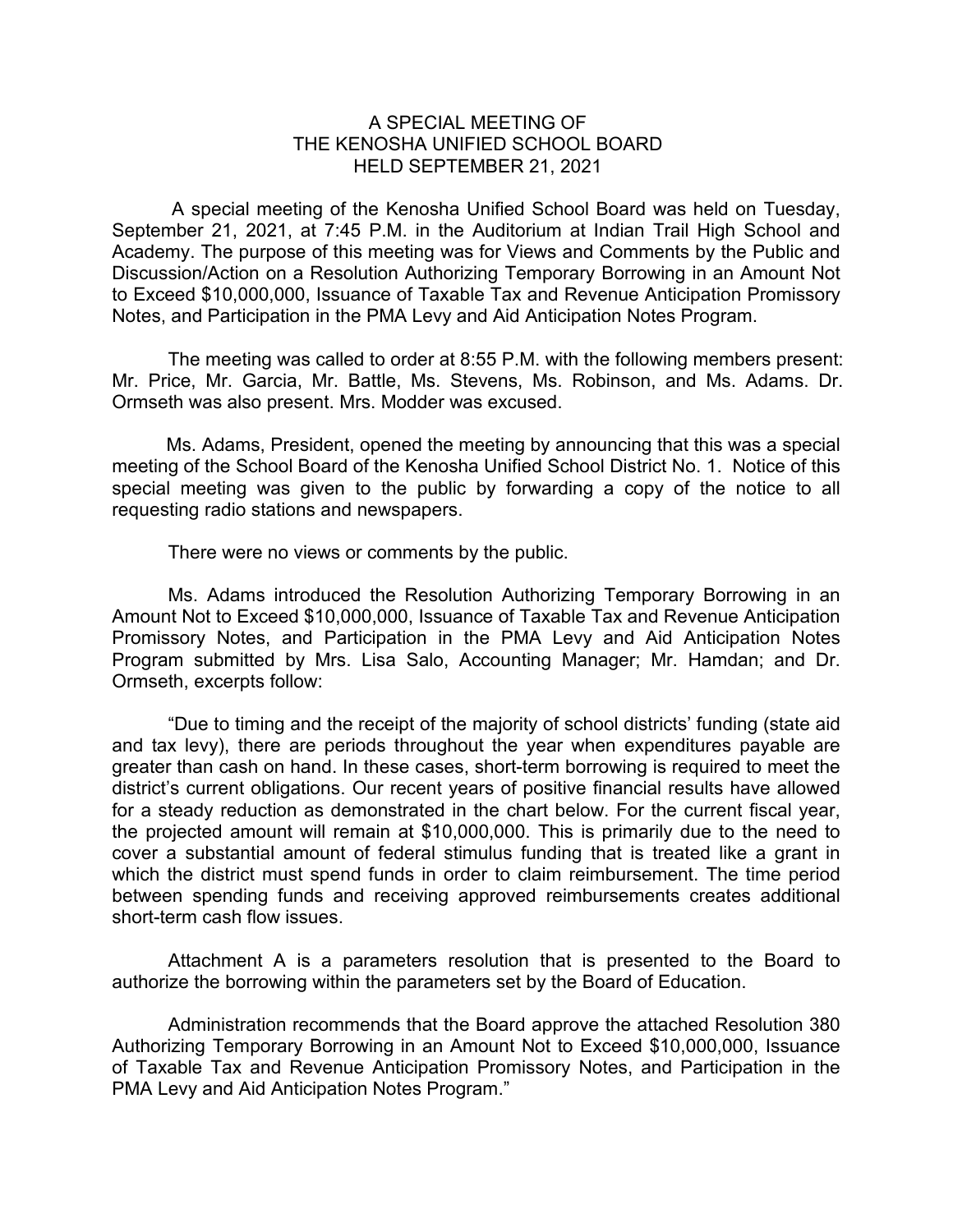# A SPECIAL MEETING OF THE KENOSHA UNIFIED SCHOOL BOARD HELD SEPTEMBER 21, 2021

A special meeting of the Kenosha Unified School Board was held on Tuesday, September 21, 2021, at 7:45 P.M. in the Auditorium at Indian Trail High School and Academy. The purpose of this meeting was for Views and Comments by the Public and Discussion/Action on a Resolution Authorizing Temporary Borrowing in an Amount Not to Exceed $10,000,000, Issuance of Taxable Tax and Revenue Anticipation Promissory Notes, and Participation in the PMA Levy and Aid Anticipation Notes Program.

The meeting was called to order at 8:55 P.M. with the following members present: Mr. Price, Mr. Garcia, Mr. Battle, Ms. Stevens, Ms. Robinson, and Ms. Adams. Dr. Ormseth was also present. Mrs. Modder was excused.

Ms. Adams, President, opened the meeting by announcing that this was a special meeting of the School Board of the Kenosha Unified School District No. 1. Notice of this special meeting was given to the public by forwarding a copy of the notice to all requesting radio stations and newspapers.

There were no views or comments by the public.

Ms. Adams introduced the Resolution Authorizing Temporary Borrowing in an Amount Not to Exceed $10,000,000, Issuance of Taxable Tax and Revenue Anticipation Promissory Notes, and Participation in the PMA Levy and Aid Anticipation Notes Program submitted by Mrs. Lisa Salo, Accounting Manager; Mr. Hamdan; and Dr. Ormseth, excerpts follow:

"Due to timing and the receipt of the majority of school districts' funding (state aid and tax levy), there are periods throughout the year when expenditures payable are greater than cash on hand. In these cases, short-term borrowing is required to meet the district's current obligations. Our recent years of positive financial results have allowed for a steady reduction as demonstrated in the chart below. For the current fiscal year, the projected amount will remain at $10,000,000. This is primarily due to the need to cover a substantial amount of federal stimulus funding that is treated like a grant in which the district must spend funds in order to claim reimbursement. The time period between spending funds and receiving approved reimbursements creates additional short-term cash flow issues.

Attachment A is a parameters resolution that is presented to the Board to authorize the borrowing within the parameters set by the Board of Education.

Administration recommends that the Board approve the attached Resolution 380 Authorizing Temporary Borrowing in an Amount Not to Exceed $10,000,000, Issuance of Taxable Tax and Revenue Anticipation Promissory Notes, and Participation in the PMA Levy and Aid Anticipation Notes Program."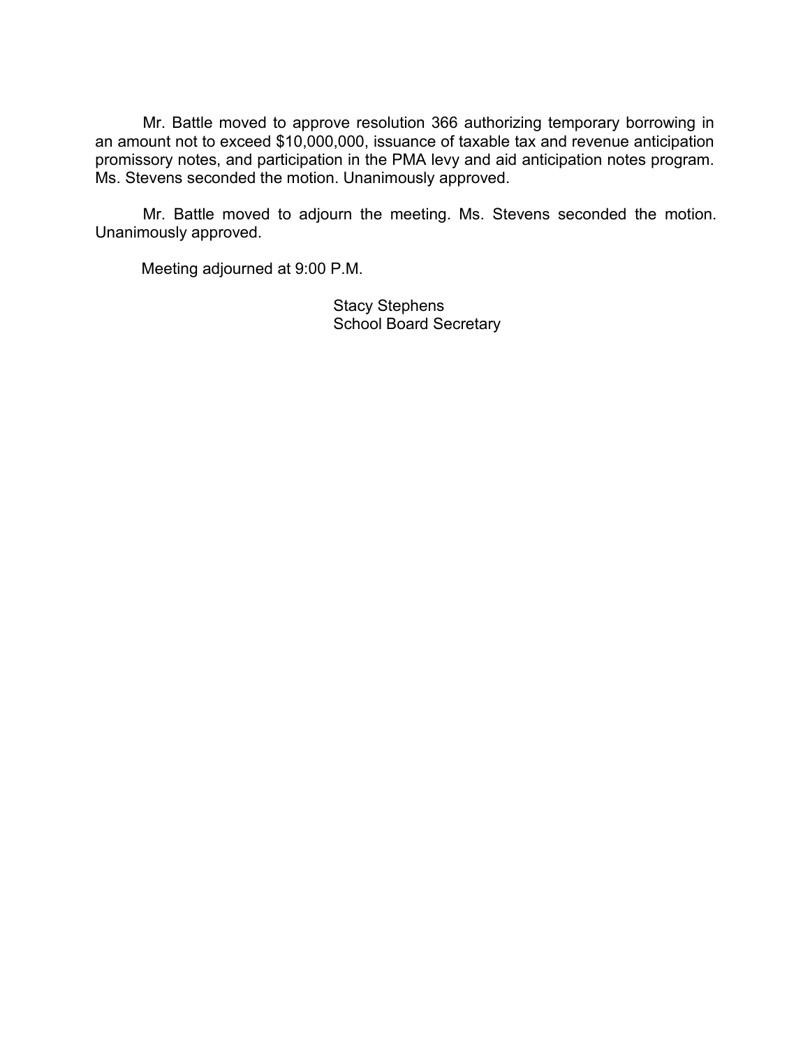Mr. Battle moved to approve resolution 366 authorizing temporary borrowing in an amount not to exceed $10,000,000, issuance of taxable tax and revenue anticipation promissory notes, and participation in the PMA levy and aid anticipation notes program. Ms. Stevens seconded the motion. Unanimously approved.

Mr. Battle moved to adjourn the meeting. Ms. Stevens seconded the motion. Unanimously approved.

Meeting adjourned at 9:00 P.M.

Stacy Stephens
School Board Secretary